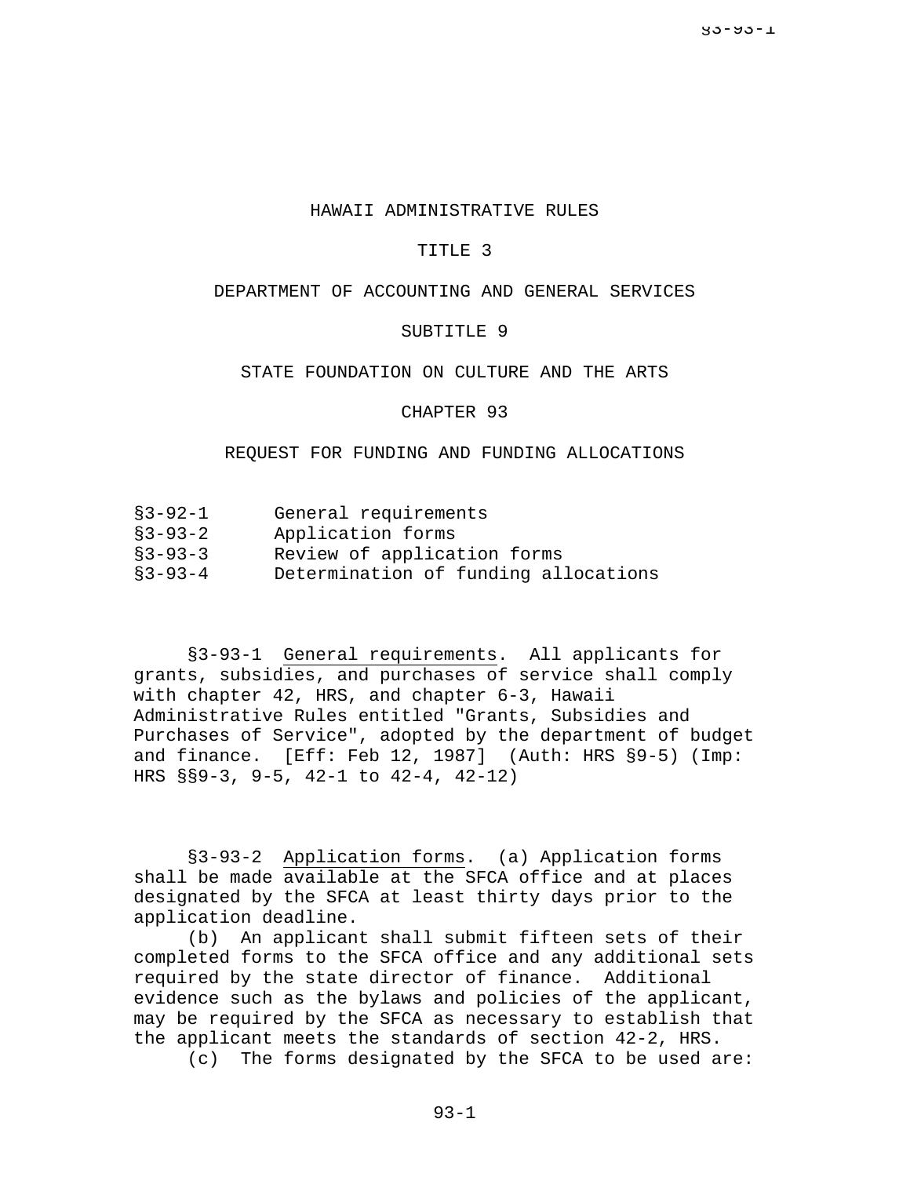# HAWAII ADMINISTRATIVE RULES

## TITLE 3

## DEPARTMENT OF ACCOUNTING AND GENERAL SERVICES

## SUBTITLE 9

## STATE FOUNDATION ON CULTURE AND THE ARTS

## CHAPTER 93

## REQUEST FOR FUNDING AND FUNDING ALLOCATIONS

| | |
|---|---|
| §3-92-1 | General requirements |
| §3-93-2 | Application forms |
| §3-93-3 | Review of application forms |
| §3-93-4 | Determination of funding allocations |

§3-93-1 General requirements. All applicants for grants, subsidies, and purchases of service shall comply with chapter 42, HRS, and chapter 6-3, Hawaii Administrative Rules entitled "Grants, Subsidies and Purchases of Service", adopted by the department of budget and finance. [Eff: Feb 12, 1987] (Auth: HRS §9-5) (Imp: HRS §§9-3, 9-5, 42-1 to 42-4, 42-12)

§3-93-2 Application forms. (a) Application forms shall be made available at the SFCA office and at places designated by the SFCA at least thirty days prior to the application deadline.

(b) An applicant shall submit fifteen sets of their completed forms to the SFCA office and any additional sets required by the state director of finance. Additional evidence such as the bylaws and policies of the applicant, may be required by the SFCA as necessary to establish that the applicant meets the standards of section 42-2, HRS.

(c) The forms designated by the SFCA to be used are: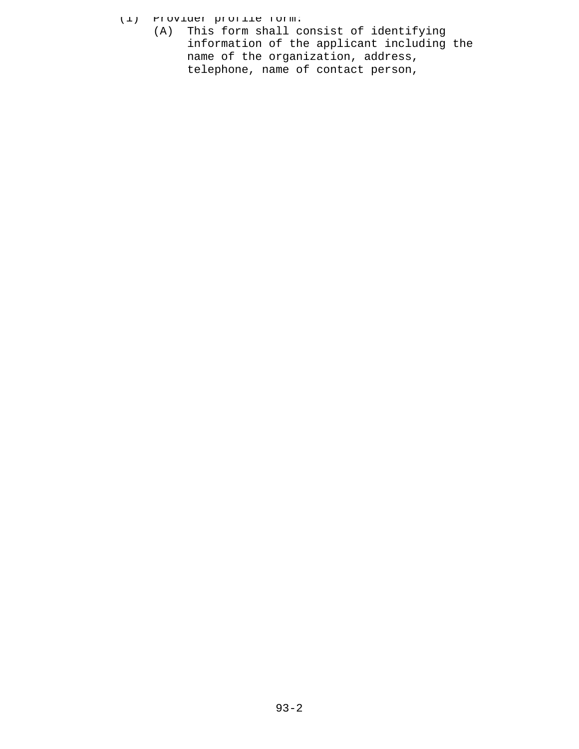(1) Provider profile form.

   (A) This form shall consist of identifying information of the applicant including the name of the organization, address, telephone, name of contact person,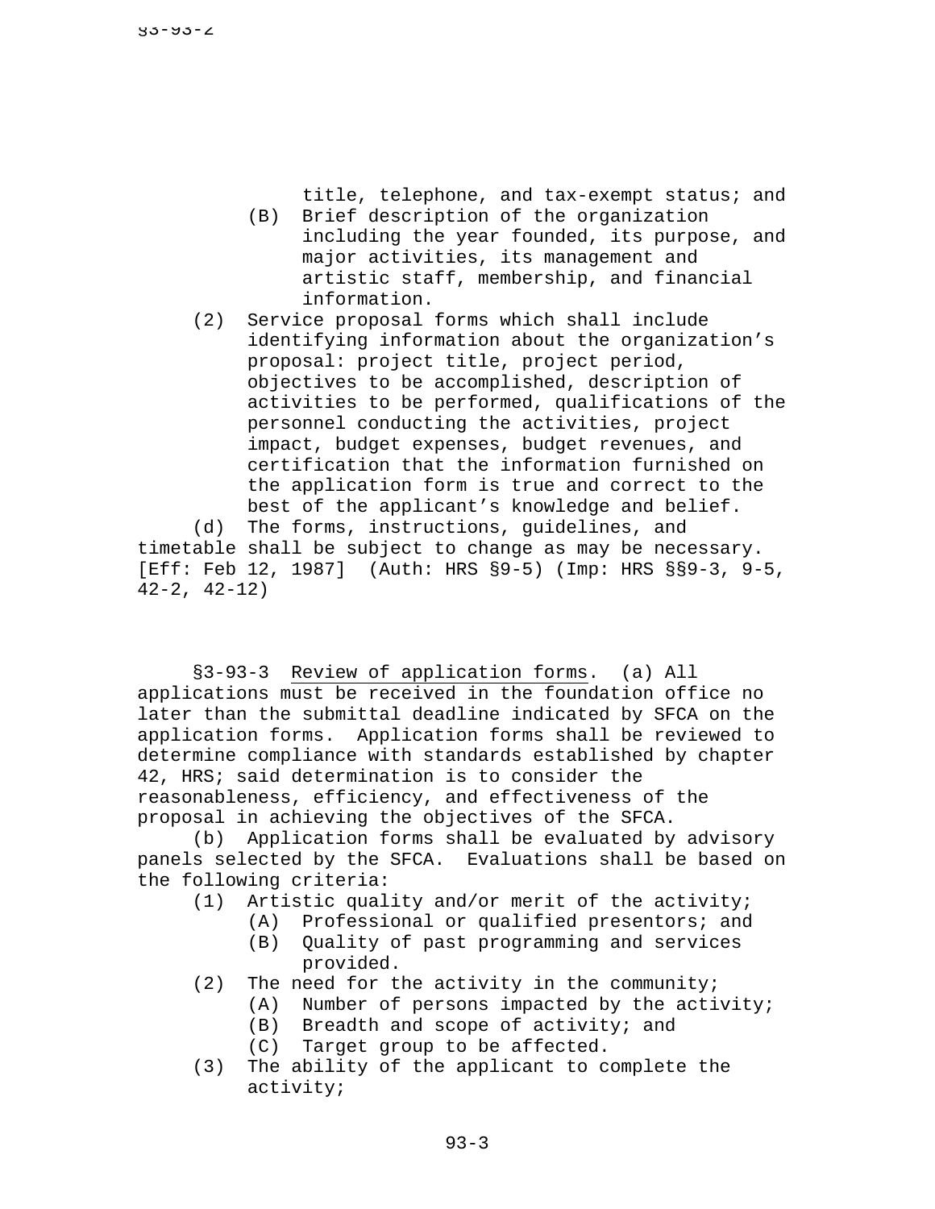title, telephone, and tax-exempt status; and

(B) Brief description of the organization including the year founded, its purpose, and major activities, its management and artistic staff, membership, and financial information.

(2) Service proposal forms which shall include identifying information about the organization's proposal: project title, project period, objectives to be accomplished, description of activities to be performed, qualifications of the personnel conducting the activities, project impact, budget expenses, budget revenues, and certification that the information furnished on the application form is true and correct to the best of the applicant's knowledge and belief.

(d) The forms, instructions, guidelines, and timetable shall be subject to change as may be necessary. [Eff: Feb 12, 1987] (Auth: HRS §9-5) (Imp: HRS §§9-3, 9-5, 42-2, 42-12)

§3-93-3 Review of application forms. (a) All applications must be received in the foundation office no later than the submittal deadline indicated by SFCA on the application forms. Application forms shall be reviewed to determine compliance with standards established by chapter 42, HRS; said determination is to consider the reasonableness, efficiency, and effectiveness of the proposal in achieving the objectives of the SFCA.

(b) Application forms shall be evaluated by advisory panels selected by the SFCA. Evaluations shall be based on the following criteria:

(1) Artistic quality and/or merit of the activity;
   - (A) Professional or qualified presentors; and
   - (B) Quality of past programming and services provided.

(2) The need for the activity in the community;
   - (A) Number of persons impacted by the activity;
   - (B) Breadth and scope of activity; and
   - (C) Target group to be affected.

(3) The ability of the applicant to complete the activity;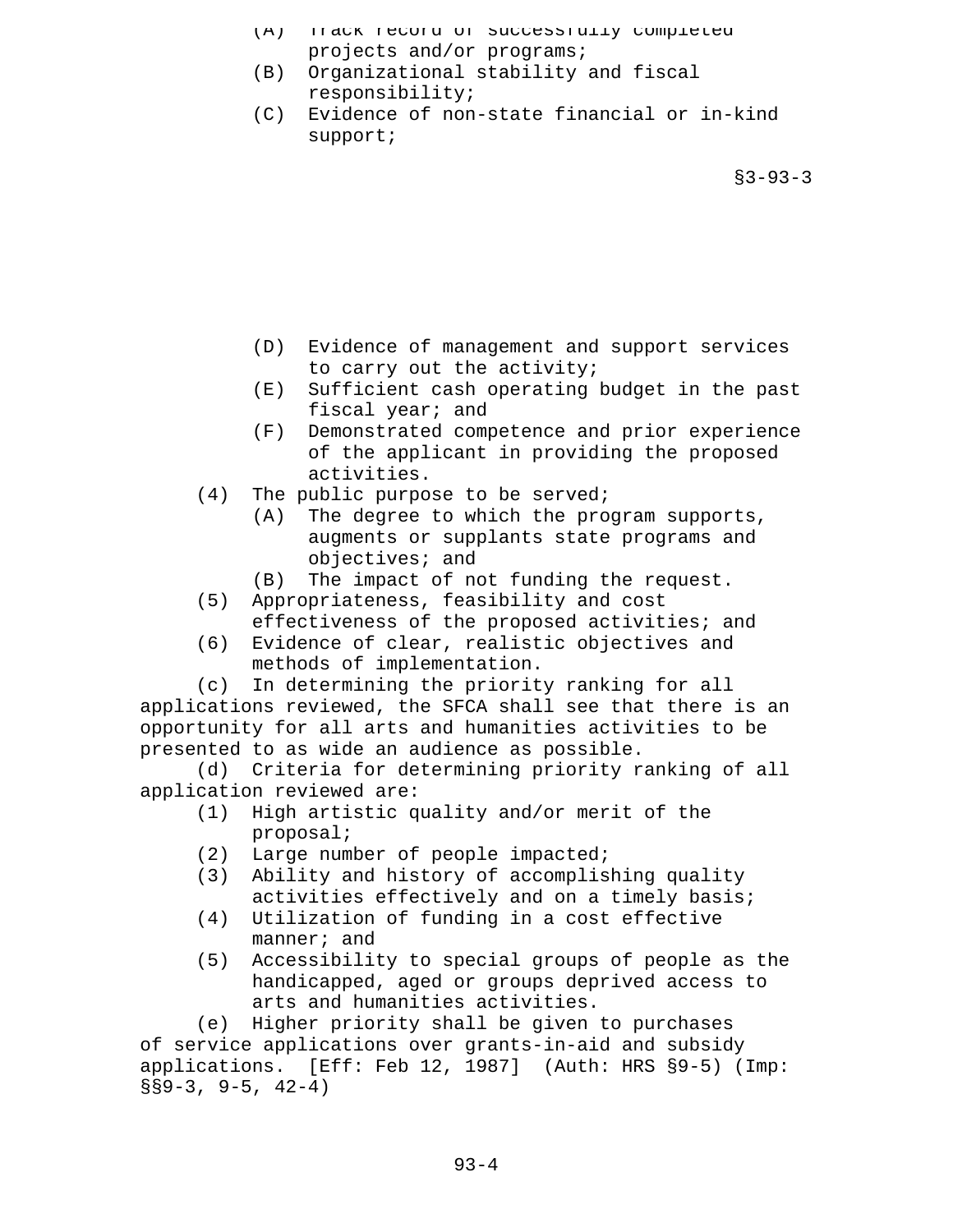(A) Track record of successfully completed projects and/or programs;

(B) Organizational stability and fiscal responsibility;

(C) Evidence of non-state financial or in-kind support;

(D) Evidence of management and support services to carry out the activity;

(E) Sufficient cash operating budget in the past fiscal year; and

(F) Demonstrated competence and prior experience of the applicant in providing the proposed activities.

(4) The public purpose to be served;

(A) The degree to which the program supports, augments or supplants state programs and objectives; and

(B) The impact of not funding the request.

(5) Appropriateness, feasibility and cost effectiveness of the proposed activities; and

(6) Evidence of clear, realistic objectives and methods of implementation.

(c) In determining the priority ranking for all applications reviewed, the SFCA shall see that there is an opportunity for all arts and humanities activities to be presented to as wide an audience as possible.

(d) Criteria for determining priority ranking of all application reviewed are:

(1) High artistic quality and/or merit of the proposal;

(2) Large number of people impacted;

(3) Ability and history of accomplishing quality activities effectively and on a timely basis;

(4) Utilization of funding in a cost effective manner; and

(5) Accessibility to special groups of people as the handicapped, aged or groups deprived access to arts and humanities activities.

(e) Higher priority shall be given to purchases of service applications over grants-in-aid and subsidy applications. [Eff: Feb 12, 1987] (Auth: HRS §9-5) (Imp: §§9-3, 9-5, 42-4)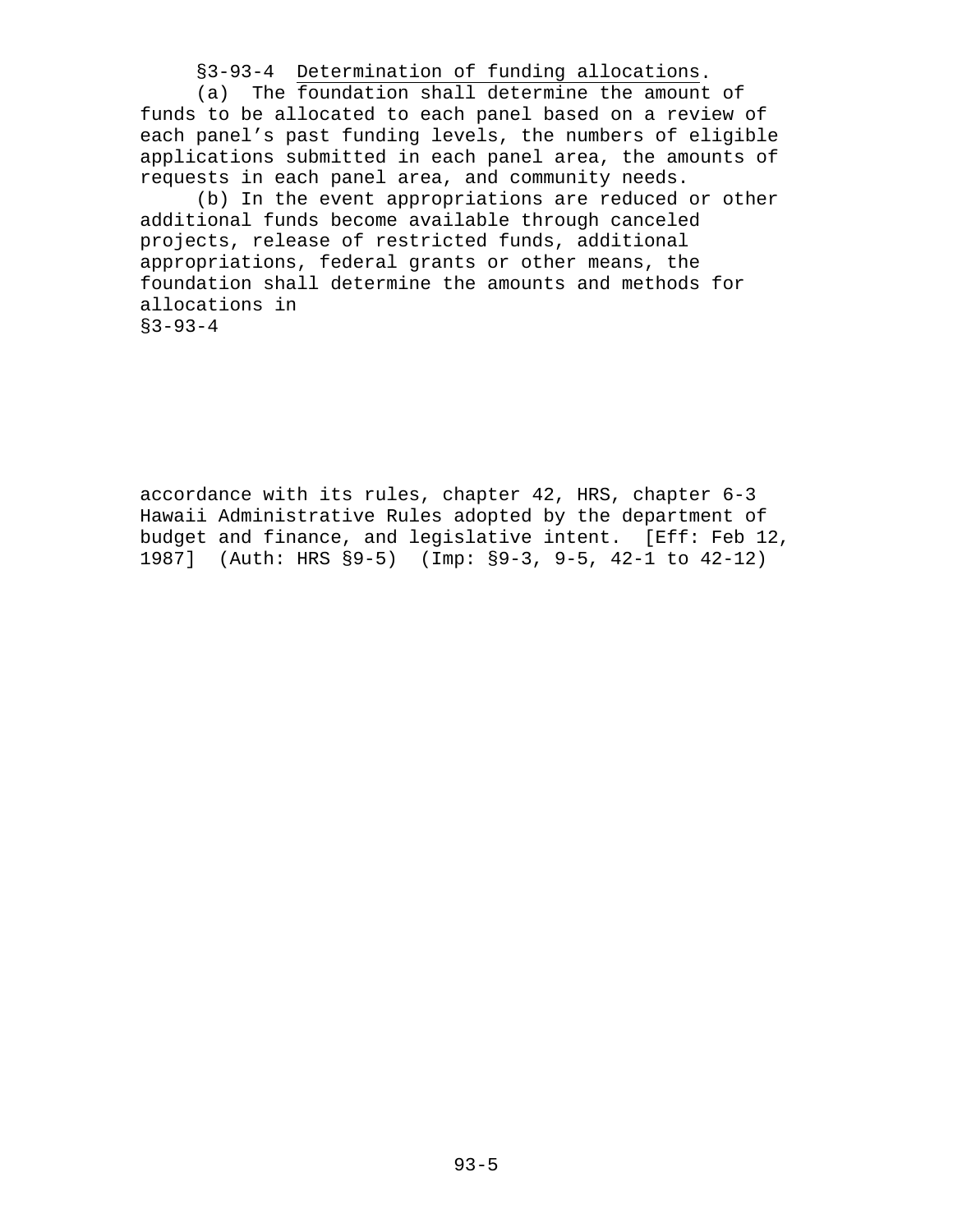§3-93-4 Determination of funding allocations.

(a) The foundation shall determine the amount of funds to be allocated to each panel based on a review of each panel's past funding levels, the numbers of eligible applications submitted in each panel area, the amounts of requests in each panel area, and community needs.

(b) In the event appropriations are reduced or other additional funds become available through canceled projects, release of restricted funds, additional appropriations, federal grants or other means, the foundation shall determine the amounts and methods for allocations in accordance with its rules, chapter 42, HRS, chapter 6-3 Hawaii Administrative Rules adopted by the department of budget and finance, and legislative intent. [Eff: Feb 12, 1987] (Auth: HRS §9-5) (Imp: §9-3, 9-5, 42-1 to 42-12)